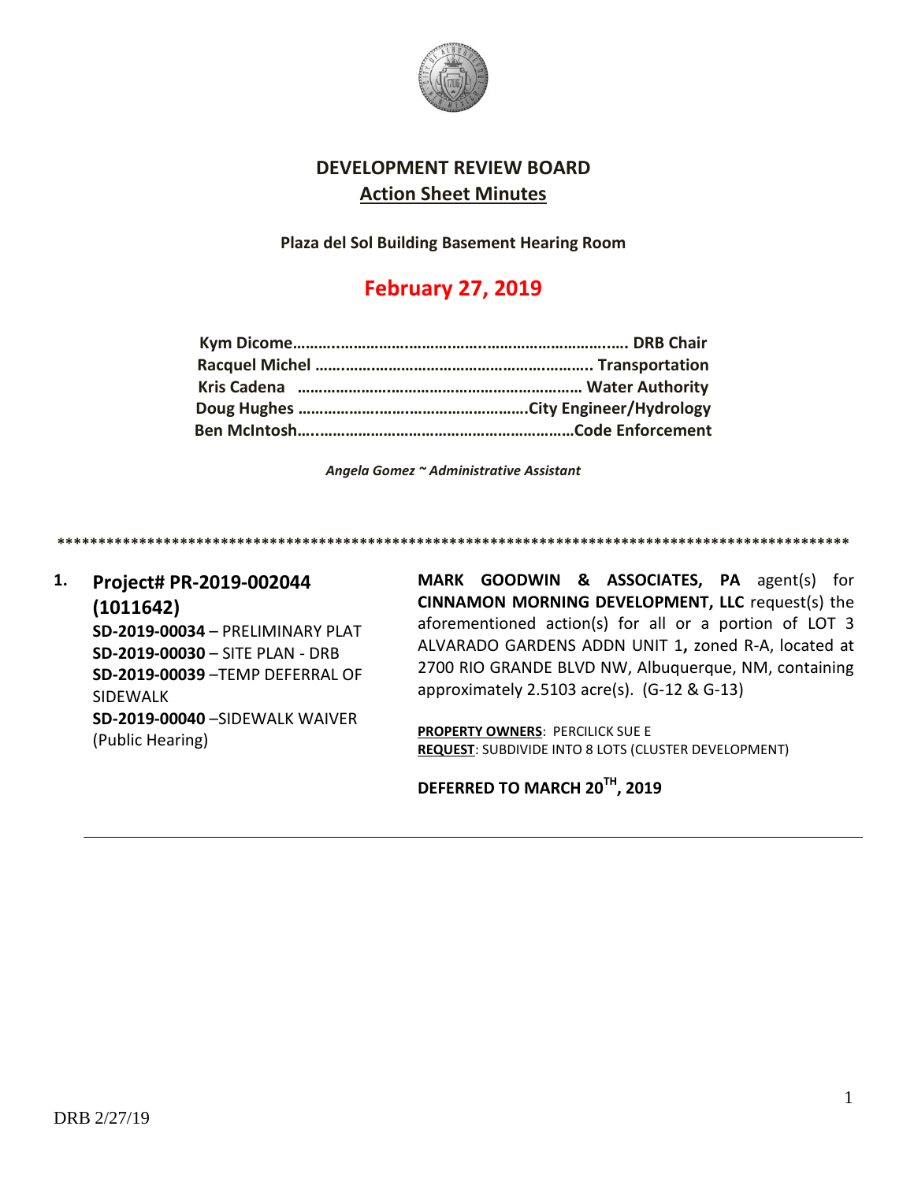# DEVELOPMENT REVIEW BOARD

## Action Sheet Minutes

**Plaza del Sol Building Basement Hearing Room**

## February 27, 2019

**Kym Dicome……………………………………………………………. DRB Chair**
**Racquel Michel ……………………………………………………….. Transportation**
**Kris Cadena ……………………………………………………… Water Authority**
**Doug Hughes ……………………………………………City Engineer/Hydrology**
**Ben McIntosh……………………………………………………Code Enforcement**

*Angela Gomez ~ Administrative Assistant*

****************************************************************************************************

1. **Project# PR-2019-002044 (1011642)**
   **SD-2019-00034** – PRELIMINARY PLAT
   **SD-2019-00030** – SITE PLAN - DRB
   **SD-2019-00039** –TEMP DEFERRAL OF SIDEWALK
   **SD-2019-00040** –SIDEWALK WAIVER
   (Public Hearing)

   **MARK GOODWIN & ASSOCIATES, PA** agent(s) for **CINNAMON MORNING DEVELOPMENT, LLC** request(s) the aforementioned action(s) for all or a portion of LOT 3 ALVARADO GARDENS ADDN UNIT 1**,** zoned R-A, located at 2700 RIO GRANDE BLVD NW, Albuquerque, NM, containing approximately 2.5103 acre(s). (G-12 & G-13)

   **PROPERTY OWNERS**: PERCILICK SUE E
   **REQUEST**: SUBDIVIDE INTO 8 LOTS (CLUSTER DEVELOPMENT)

   **DEFERRED TO MARCH 20TH, 2019**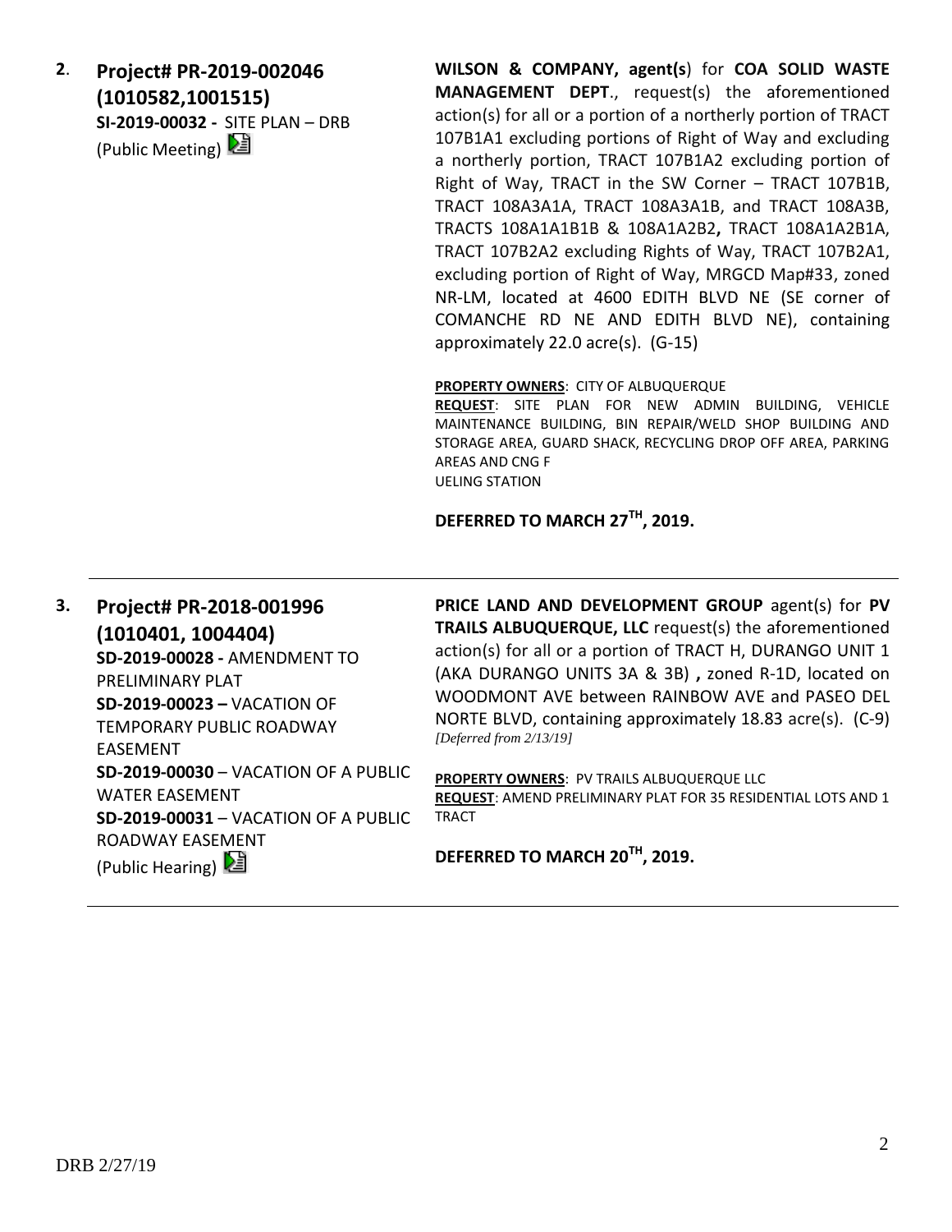**2. Project# PR-2019-002046 (1010582,1001515)**
**SI-2019-00032 -** SITE PLAN – DRB (Public Meeting)

**WILSON & COMPANY, agent(s**) for **COA SOLID WASTE MANAGEMENT DEPT**., request(s) the aforementioned action(s) for all or a portion of a northerly portion of TRACT 107B1A1 excluding portions of Right of Way and excluding a northerly portion, TRACT 107B1A2 excluding portion of Right of Way, TRACT in the SW Corner – TRACT 107B1B, TRACT 108A3A1A, TRACT 108A3A1B, and TRACT 108A3B, TRACTS 108A1A1B1B & 108A1A2B2**,** TRACT 108A1A2B1A, TRACT 107B2A2 excluding Rights of Way, TRACT 107B2A1, excluding portion of Right of Way, MRGCD Map#33, zoned NR-LM, located at 4600 EDITH BLVD NE (SE corner of COMANCHE RD NE AND EDITH BLVD NE), containing approximately 22.0 acre(s). (G-15)

**PROPERTY OWNERS**: CITY OF ALBUQUERQUE
**REQUEST**: SITE PLAN FOR NEW ADMIN BUILDING, VEHICLE MAINTENANCE BUILDING, BIN REPAIR/WELD SHOP BUILDING AND STORAGE AREA, GUARD SHACK, RECYCLING DROP OFF AREA, PARKING AREAS AND CNG F
UELING STATION

**DEFERRED TO MARCH 27TH, 2019.**

---

**3. Project# PR-2018-001996 (1010401, 1004404)**
**SD-2019-00028 -** AMENDMENT TO PRELIMINARY PLAT
**SD-2019-00023 –** VACATION OF TEMPORARY PUBLIC ROADWAY EASEMENT
**SD-2019-00030** – VACATION OF A PUBLIC WATER EASEMENT
**SD-2019-00031** – VACATION OF A PUBLIC ROADWAY EASEMENT
(Public Hearing)

**PRICE LAND AND DEVELOPMENT GROUP** agent(s) for **PV TRAILS ALBUQUERQUE, LLC** request(s) the aforementioned action(s) for all or a portion of TRACT H, DURANGO UNIT 1 (AKA DURANGO UNITS 3A & 3B) **,** zoned R-1D, located on WOODMONT AVE between RAINBOW AVE and PASEO DEL NORTE BLVD, containing approximately 18.83 acre(s). (C-9) *[Deferred from 2/13/19]*

**PROPERTY OWNERS**: PV TRAILS ALBUQUERQUE LLC
**REQUEST**: AMEND PRELIMINARY PLAT FOR 35 RESIDENTIAL LOTS AND 1 TRACT

**DEFERRED TO MARCH 20TH, 2019.**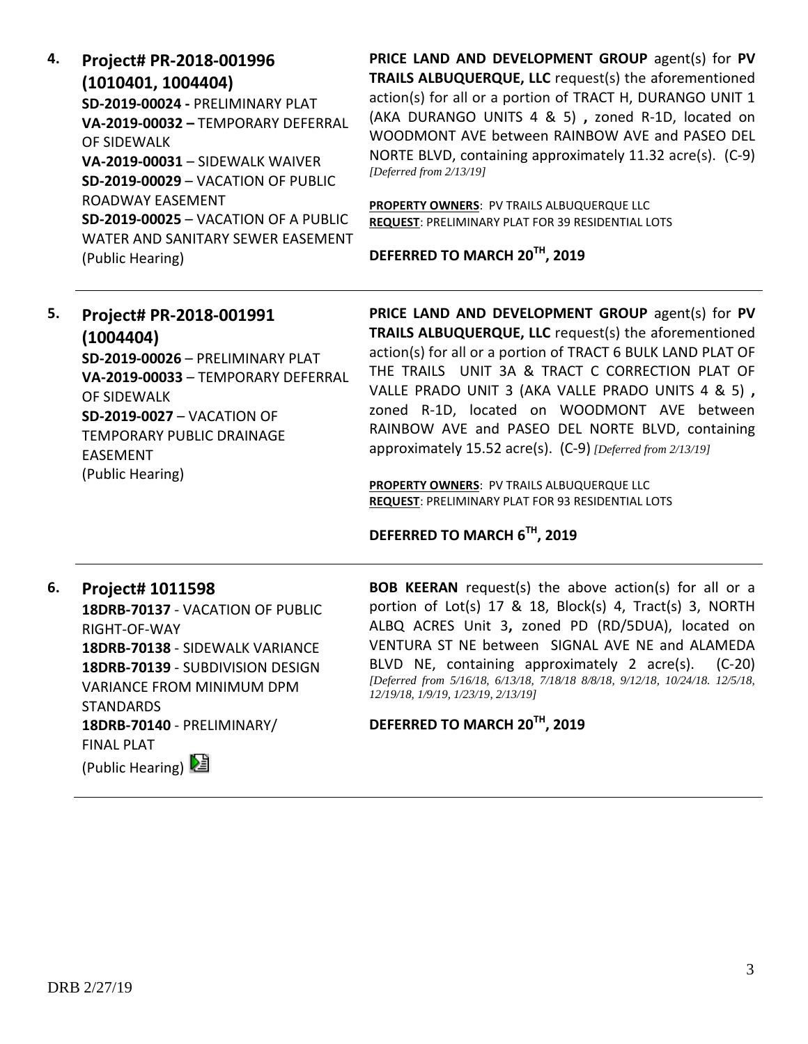**4. Project# PR-2018-001996 (1010401, 1004404)**

**SD-2019-00024 -** PRELIMINARY PLAT
**VA-2019-00032 –** TEMPORARY DEFERRAL OF SIDEWALK
**VA-2019-00031** – SIDEWALK WAIVER
**SD-2019-00029** – VACATION OF PUBLIC ROADWAY EASEMENT
**SD-2019-00025** – VACATION OF A PUBLIC WATER AND SANITARY SEWER EASEMENT
(Public Hearing)

**PRICE LAND AND DEVELOPMENT GROUP** agent(s) for **PV TRAILS ALBUQUERQUE, LLC** request(s) the aforementioned action(s) for all or a portion of TRACT H, DURANGO UNIT 1 (AKA DURANGO UNITS 4 & 5) **,** zoned R-1D, located on WOODMONT AVE between RAINBOW AVE and PASEO DEL NORTE BLVD, containing approximately 11.32 acre(s). (C-9) *[Deferred from 2/13/19]*

**PROPERTY OWNERS**: PV TRAILS ALBUQUERQUE LLC
**REQUEST**: PRELIMINARY PLAT FOR 39 RESIDENTIAL LOTS

**DEFERRED TO MARCH 20TH, 2019**

---

**5. Project# PR-2018-001991 (1004404)**

**SD-2019-00026** – PRELIMINARY PLAT
**VA-2019-00033** – TEMPORARY DEFERRAL OF SIDEWALK
**SD-2019-0027** – VACATION OF TEMPORARY PUBLIC DRAINAGE EASEMENT
(Public Hearing)

**PRICE LAND AND DEVELOPMENT GROUP** agent(s) for **PV TRAILS ALBUQUERQUE, LLC** request(s) the aforementioned action(s) for all or a portion of TRACT 6 BULK LAND PLAT OF THE TRAILS UNIT 3A & TRACT C CORRECTION PLAT OF VALLE PRADO UNIT 3 (AKA VALLE PRADO UNITS 4 & 5) **,** zoned R-1D, located on WOODMONT AVE between RAINBOW AVE and PASEO DEL NORTE BLVD, containing approximately 15.52 acre(s). (C-9) *[Deferred from 2/13/19]*

**PROPERTY OWNERS**: PV TRAILS ALBUQUERQUE LLC
**REQUEST**: PRELIMINARY PLAT FOR 93 RESIDENTIAL LOTS

**DEFERRED TO MARCH 6TH, 2019**

---

**6. Project# 1011598**

**18DRB-70137** - VACATION OF PUBLIC RIGHT-OF-WAY
**18DRB-70138** - SIDEWALK VARIANCE
**18DRB-70139** - SUBDIVISION DESIGN VARIANCE FROM MINIMUM DPM STANDARDS
**18DRB-70140** - PRELIMINARY/ FINAL PLAT
(Public Hearing)

**BOB KEERAN** request(s) the above action(s) for all or a portion of Lot(s) 17 & 18, Block(s) 4, Tract(s) 3, NORTH ALBQ ACRES Unit 3**,** zoned PD (RD/5DUA), located on VENTURA ST NE between SIGNAL AVE NE and ALAMEDA BLVD NE, containing approximately 2 acre(s). (C-20) *[Deferred from 5/16/18, 6/13/18, 7/18/18 8/8/18, 9/12/18, 10/24/18. 12/5/18, 12/19/18, 1/9/19, 1/23/19, 2/13/19]*

**DEFERRED TO MARCH 20TH, 2019**

---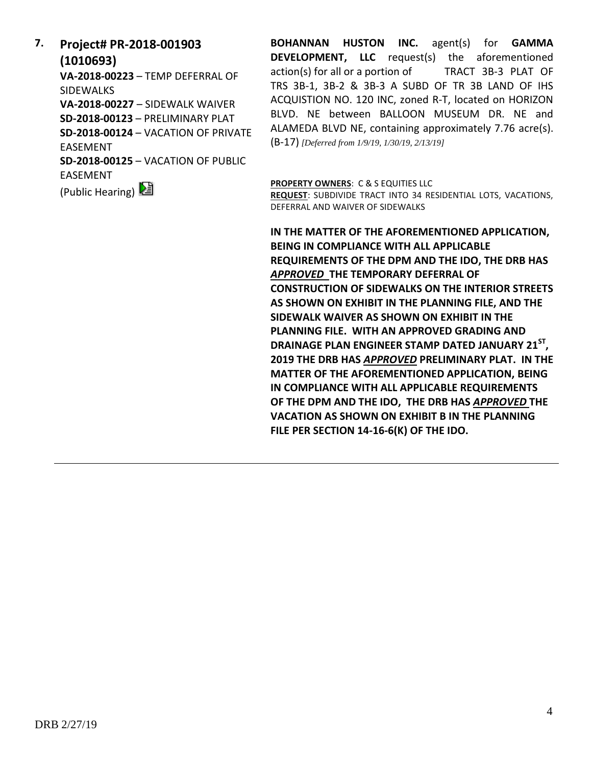**7. Project# PR-2018-001903 (1010693)**

**VA-2018-00223** – TEMP DEFERRAL OF SIDEWALKS
**VA-2018-00227** – SIDEWALK WAIVER
**SD-2018-00123** – PRELIMINARY PLAT
**SD-2018-00124** – VACATION OF PRIVATE EASEMENT
**SD-2018-00125** – VACATION OF PUBLIC EASEMENT
(Public Hearing)

**BOHANNAN HUSTON INC.** agent(s) for **GAMMA DEVELOPMENT, LLC** request(s) the aforementioned action(s) for all or a portion of TRACT 3B-3 PLAT OF TRS 3B-1, 3B-2 & 3B-3 A SUBD OF TR 3B LAND OF IHS ACQUISTION NO. 120 INC, zoned R-T, located on HORIZON BLVD. NE between BALLOON MUSEUM DR. NE and ALAMEDA BLVD NE, containing approximately 7.76 acre(s). (B-17) *[Deferred from 1/9/19, 1/30/19, 2/13/19]*

**PROPERTY OWNERS**: C & S EQUITIES LLC
**REQUEST**: SUBDIVIDE TRACT INTO 34 RESIDENTIAL LOTS, VACATIONS, DEFERRAL AND WAIVER OF SIDEWALKS

**IN THE MATTER OF THE AFOREMENTIONED APPLICATION, BEING IN COMPLIANCE WITH ALL APPLICABLE REQUIREMENTS OF THE DPM AND THE IDO, THE DRB HAS *APPROVED* THE TEMPORARY DEFERRAL OF CONSTRUCTION OF SIDEWALKS ON THE INTERIOR STREETS AS SHOWN ON EXHIBIT IN THE PLANNING FILE, AND THE SIDEWALK WAIVER AS SHOWN ON EXHIBIT IN THE PLANNING FILE. WITH AN APPROVED GRADING AND DRAINAGE PLAN ENGINEER STAMP DATED JANUARY 21ST, 2019 THE DRB HAS *APPROVED* PRELIMINARY PLAT. IN THE MATTER OF THE AFOREMENTIONED APPLICATION, BEING IN COMPLIANCE WITH ALL APPLICABLE REQUIREMENTS OF THE DPM AND THE IDO, THE DRB HAS *APPROVED* THE VACATION AS SHOWN ON EXHIBIT B IN THE PLANNING FILE PER SECTION 14-16-6(K) OF THE IDO.**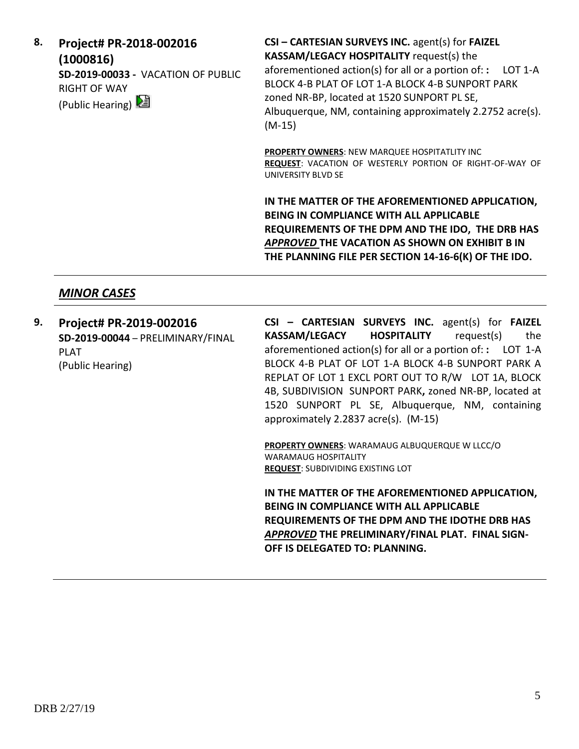**8. Project# PR-2018-002016 (1000816)**
**SD-2019-00033 -** VACATION OF PUBLIC RIGHT OF WAY
(Public Hearing)

**CSI – CARTESIAN SURVEYS INC.** agent(s) for **FAIZEL KASSAM/LEGACY HOSPITALITY** request(s) the aforementioned action(s) for all or a portion of: **:** LOT 1-A BLOCK 4-B PLAT OF LOT 1-A BLOCK 4-B SUNPORT PARK zoned NR-BP, located at 1520 SUNPORT PL SE, Albuquerque, NM, containing approximately 2.2752 acre(s). (M-15)

**PROPERTY OWNERS**: NEW MARQUEE HOSPITATLITY INC
**REQUEST**: VACATION OF WESTERLY PORTION OF RIGHT-OF-WAY OF UNIVERSITY BLVD SE

**IN THE MATTER OF THE AFOREMENTIONED APPLICATION, BEING IN COMPLIANCE WITH ALL APPLICABLE REQUIREMENTS OF THE DPM AND THE IDO, THE DRB HAS *APPROVED* THE VACATION AS SHOWN ON EXHIBIT B IN THE PLANNING FILE PER SECTION 14-16-6(K) OF THE IDO.**

---

## ***MINOR CASES***

**9. Project# PR-2019-002016**
**SD-2019-00044** – PRELIMINARY/FINAL PLAT
(Public Hearing)

**CSI – CARTESIAN SURVEYS INC.** agent(s) for **FAIZEL KASSAM/LEGACY HOSPITALITY** request(s) the aforementioned action(s) for all or a portion of: **:** LOT 1-A BLOCK 4-B PLAT OF LOT 1-A BLOCK 4-B SUNPORT PARK A REPLAT OF LOT 1 EXCL PORT OUT TO R/W LOT 1A, BLOCK 4B, SUBDIVISION SUNPORT PARK**,** zoned NR-BP, located at 1520 SUNPORT PL SE, Albuquerque, NM, containing approximately 2.2837 acre(s). (M-15)

**PROPERTY OWNERS**: WARAMAUG ALBUQUERQUE W LLCC/O WARAMAUG HOSPITALITY
**REQUEST**: SUBDIVIDING EXISTING LOT

**IN THE MATTER OF THE AFOREMENTIONED APPLICATION, BEING IN COMPLIANCE WITH ALL APPLICABLE REQUIREMENTS OF THE DPM AND THE IDOTHE DRB HAS *APPROVED* THE PRELIMINARY/FINAL PLAT. FINAL SIGN-OFF IS DELEGATED TO: PLANNING.**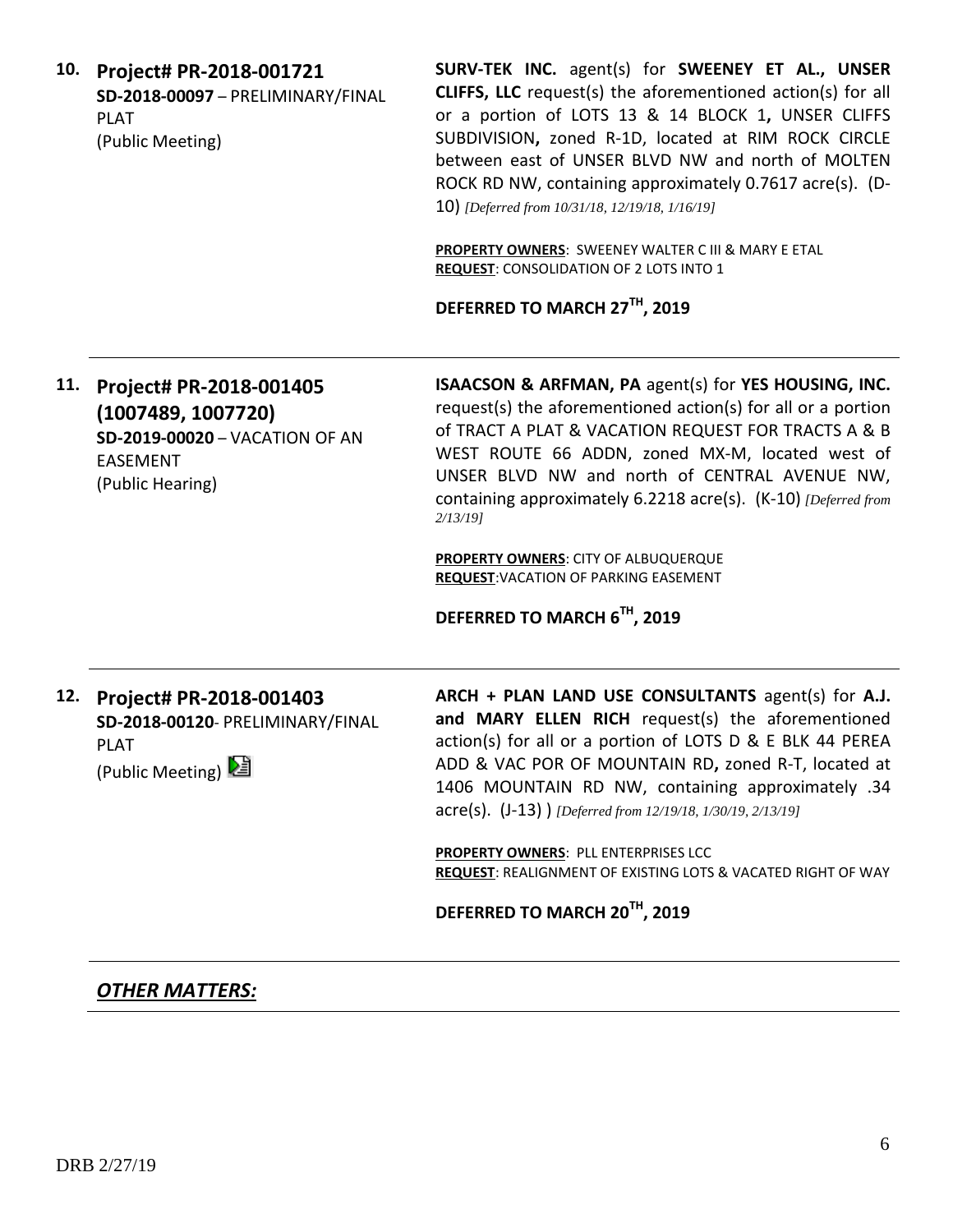**10. Project# PR-2018-001721**
**SD-2018-00097** – PRELIMINARY/FINAL PLAT
(Public Meeting)

**SURV-TEK INC.** agent(s) for **SWEENEY ET AL., UNSER CLIFFS, LLC** request(s) the aforementioned action(s) for all or a portion of LOTS 13 & 14 BLOCK 1**,** UNSER CLIFFS SUBDIVISION**,** zoned R-1D, located at RIM ROCK CIRCLE between east of UNSER BLVD NW and north of MOLTEN ROCK RD NW, containing approximately 0.7617 acre(s). (D-10) *[Deferred from 10/31/18, 12/19/18, 1/16/19]*

**PROPERTY OWNERS**: SWEENEY WALTER C III & MARY E ETAL
**REQUEST**: CONSOLIDATION OF 2 LOTS INTO 1

**DEFERRED TO MARCH 27TH, 2019**

---

**11. Project# PR-2018-001405 (1007489, 1007720)**
**SD-2019-00020** – VACATION OF AN EASEMENT
(Public Hearing)

**ISAACSON & ARFMAN, PA** agent(s) for **YES HOUSING, INC.** request(s) the aforementioned action(s) for all or a portion of TRACT A PLAT & VACATION REQUEST FOR TRACTS A & B WEST ROUTE 66 ADDN, zoned MX-M, located west of UNSER BLVD NW and north of CENTRAL AVENUE NW, containing approximately 6.2218 acre(s). (K-10) *[Deferred from 2/13/19]*

**PROPERTY OWNERS**: CITY OF ALBUQUERQUE
**REQUEST**:VACATION OF PARKING EASEMENT

**DEFERRED TO MARCH 6TH, 2019**

---

**12. Project# PR-2018-001403**
**SD-2018-00120**- PRELIMINARY/FINAL PLAT
(Public Meeting)

**ARCH + PLAN LAND USE CONSULTANTS** agent(s) for **A.J. and MARY ELLEN RICH** request(s) the aforementioned action(s) for all or a portion of LOTS D & E BLK 44 PEREA ADD & VAC POR OF MOUNTAIN RD**,** zoned R-T, located at 1406 MOUNTAIN RD NW, containing approximately .34 acre(s). (J-13) ) *[Deferred from 12/19/18, 1/30/19, 2/13/19]*

**PROPERTY OWNERS**: PLL ENTERPRISES LCC
**REQUEST**: REALIGNMENT OF EXISTING LOTS & VACATED RIGHT OF WAY

**DEFERRED TO MARCH 20TH, 2019**

---

***OTHER MATTERS:***

DRB 2/27/19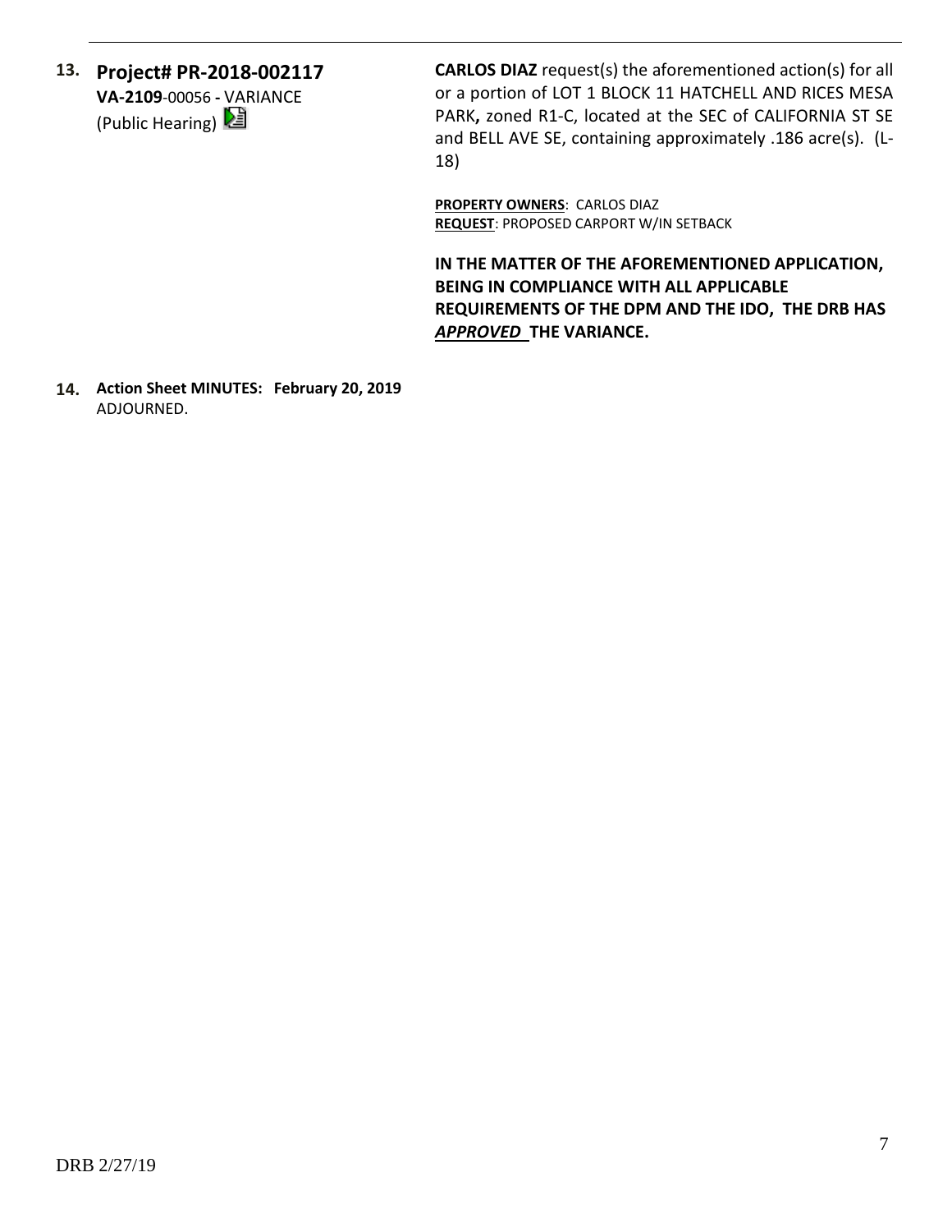**13. Project# PR-2018-002117**
**VA-2109**-00056 - VARIANCE
(Public Hearing)

**CARLOS DIAZ** request(s) the aforementioned action(s) for all or a portion of LOT 1 BLOCK 11 HATCHELL AND RICES MESA PARK**,** zoned R1-C, located at the SEC of CALIFORNIA ST SE and BELL AVE SE, containing approximately .186 acre(s). (L-18)

**PROPERTY OWNERS**: CARLOS DIAZ
**REQUEST**: PROPOSED CARPORT W/IN SETBACK

**IN THE MATTER OF THE AFOREMENTIONED APPLICATION, BEING IN COMPLIANCE WITH ALL APPLICABLE REQUIREMENTS OF THE DPM AND THE IDO, THE DRB HAS *APPROVED* THE VARIANCE.**

**14. Action Sheet MINUTES: February 20, 2019**
ADJOURNED.